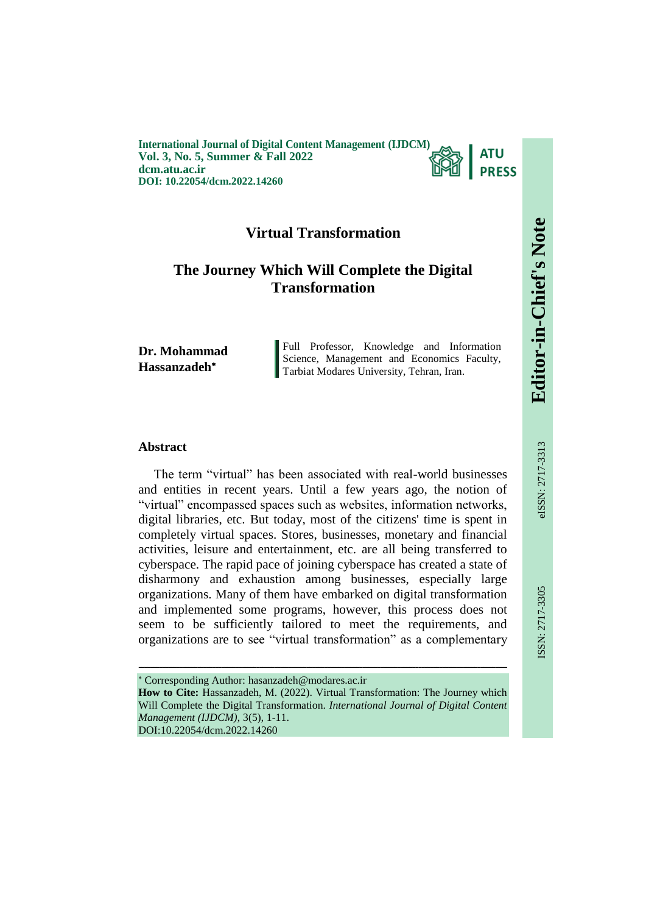International Journal of Digital Content Management (IJDCM)
Vol. 3, No. 5, Summer & Fall 2022
dcm.atu.ac.ir
DOI: 10.22054/dcm.2022.14260

Editor-in-Chief's Note

ISSN: 2717-3305 eISSN: 2717-3313

# Virtual Transformation

## The Journey Which Will Complete the Digital Transformation

**Dr. Mohammad Hassanzadeh*** — Full Professor, Knowledge and Information Science, Management and Economics Faculty, Tarbiat Modares University, Tehran, Iran.

### Abstract

The term "virtual" has been associated with real-world businesses and entities in recent years. Until a few years ago, the notion of "virtual" encompassed spaces such as websites, information networks, digital libraries, etc. But today, most of the citizens' time is spent in completely virtual spaces. Stores, businesses, monetary and financial activities, leisure and entertainment, etc. are all being transferred to cyberspace. The rapid pace of joining cyberspace has created a state of disharmony and exhaustion among businesses, especially large organizations. Many of them have embarked on digital transformation and implemented some programs, however, this process does not seem to be sufficiently tailored to meet the requirements, and organizations are to see "virtual transformation" as a complementary

---

* Corresponding Author: hasanzadeh@modares.ac.ir

**How to Cite:** Hassanzadeh, M. (2022). Virtual Transformation: The Journey which Will Complete the Digital Transformation. *International Journal of Digital Content Management (IJDCM)*, 3(5), 1-11.
DOI:10.22054/dcm.2022.14260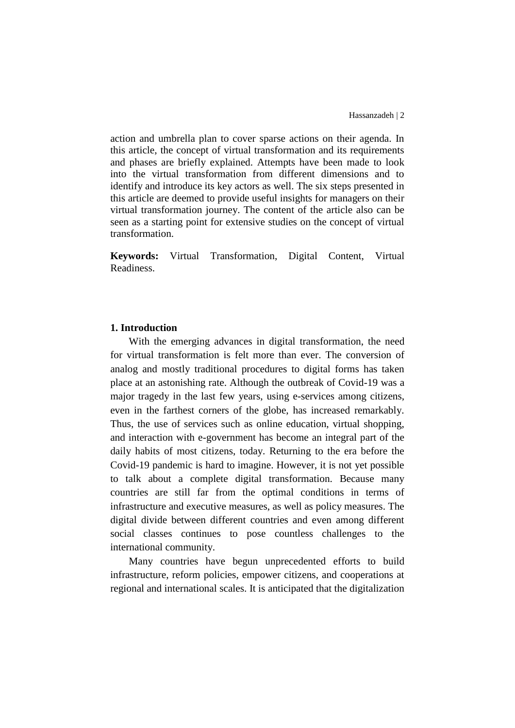action and umbrella plan to cover sparse actions on their agenda. In this article, the concept of virtual transformation and its requirements and phases are briefly explained. Attempts have been made to look into the virtual transformation from different dimensions and to identify and introduce its key actors as well. The six steps presented in this article are deemed to provide useful insights for managers on their virtual transformation journey. The content of the article also can be seen as a starting point for extensive studies on the concept of virtual transformation.

**Keywords:** Virtual Transformation, Digital Content, Virtual Readiness.

## 1. Introduction

With the emerging advances in digital transformation, the need for virtual transformation is felt more than ever. The conversion of analog and mostly traditional procedures to digital forms has taken place at an astonishing rate. Although the outbreak of Covid-19 was a major tragedy in the last few years, using e-services among citizens, even in the farthest corners of the globe, has increased remarkably. Thus, the use of services such as online education, virtual shopping, and interaction with e-government has become an integral part of the daily habits of most citizens, today. Returning to the era before the Covid-19 pandemic is hard to imagine. However, it is not yet possible to talk about a complete digital transformation. Because many countries are still far from the optimal conditions in terms of infrastructure and executive measures, as well as policy measures. The digital divide between different countries and even among different social classes continues to pose countless challenges to the international community.

Many countries have begun unprecedented efforts to build infrastructure, reform policies, empower citizens, and cooperations at regional and international scales. It is anticipated that the digitalization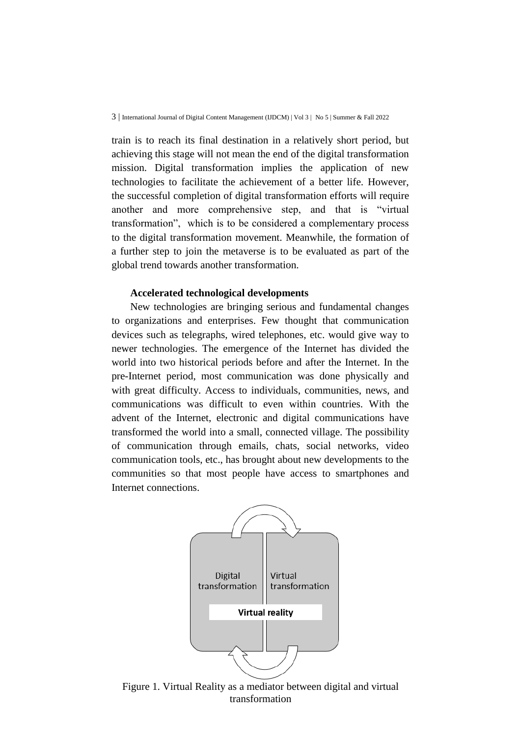train is to reach its final destination in a relatively short period, but achieving this stage will not mean the end of the digital transformation mission. Digital transformation implies the application of new technologies to facilitate the achievement of a better life. However, the successful completion of digital transformation efforts will require another and more comprehensive step, and that is "virtual transformation", which is to be considered a complementary process to the digital transformation movement. Meanwhile, the formation of a further step to join the metaverse is to be evaluated as part of the global trend towards another transformation.

### Accelerated technological developments

New technologies are bringing serious and fundamental changes to organizations and enterprises. Few thought that communication devices such as telegraphs, wired telephones, etc. would give way to newer technologies. The emergence of the Internet has divided the world into two historical periods before and after the Internet. In the pre-Internet period, most communication was done physically and with great difficulty. Access to individuals, communities, news, and communications was difficult to even within countries. With the advent of the Internet, electronic and digital communications have transformed the world into a small, connected village. The possibility of communication through emails, chats, social networks, video communication tools, etc., has brought about new developments to the communities so that most people have access to smartphones and Internet connections.

Digital transformation | Virtual transformation

Virtual reality

Figure 1. Virtual Reality as a mediator between digital and virtual transformation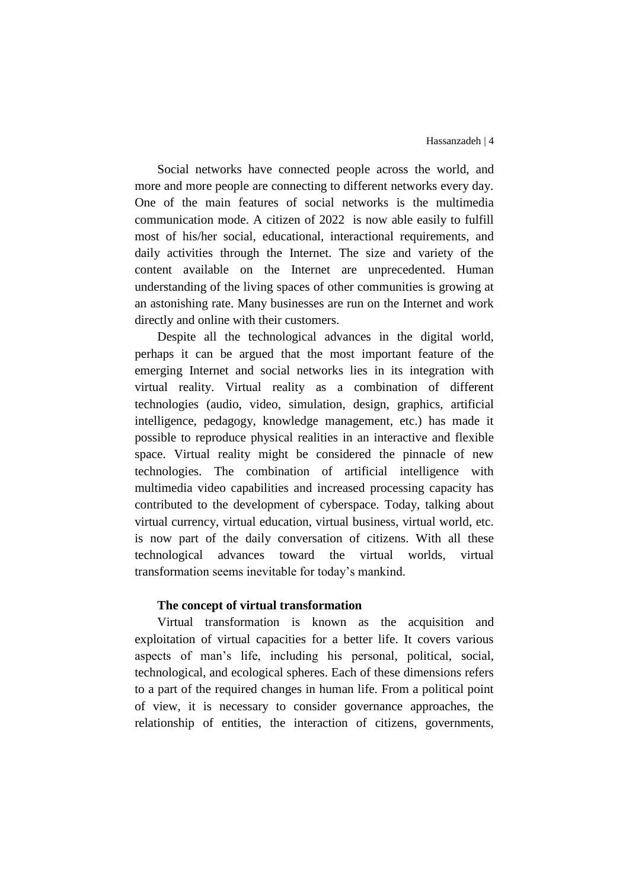Social networks have connected people across the world, and more and more people are connecting to different networks every day. One of the main features of social networks is the multimedia communication mode. A citizen of 2022 is now able easily to fulfill most of his/her social, educational, interactional requirements, and daily activities through the Internet. The size and variety of the content available on the Internet are unprecedented. Human understanding of the living spaces of other communities is growing at an astonishing rate. Many businesses are run on the Internet and work directly and online with their customers.

Despite all the technological advances in the digital world, perhaps it can be argued that the most important feature of the emerging Internet and social networks lies in its integration with virtual reality. Virtual reality as a combination of different technologies (audio, video, simulation, design, graphics, artificial intelligence, pedagogy, knowledge management, etc.) has made it possible to reproduce physical realities in an interactive and flexible space. Virtual reality might be considered the pinnacle of new technologies. The combination of artificial intelligence with multimedia video capabilities and increased processing capacity has contributed to the development of cyberspace. Today, talking about virtual currency, virtual education, virtual business, virtual world, etc. is now part of the daily conversation of citizens. With all these technological advances toward the virtual worlds, virtual transformation seems inevitable for today's mankind.

### The concept of virtual transformation

Virtual transformation is known as the acquisition and exploitation of virtual capacities for a better life. It covers various aspects of man's life, including his personal, political, social, technological, and ecological spheres. Each of these dimensions refers to a part of the required changes in human life. From a political point of view, it is necessary to consider governance approaches, the relationship of entities, the interaction of citizens, governments,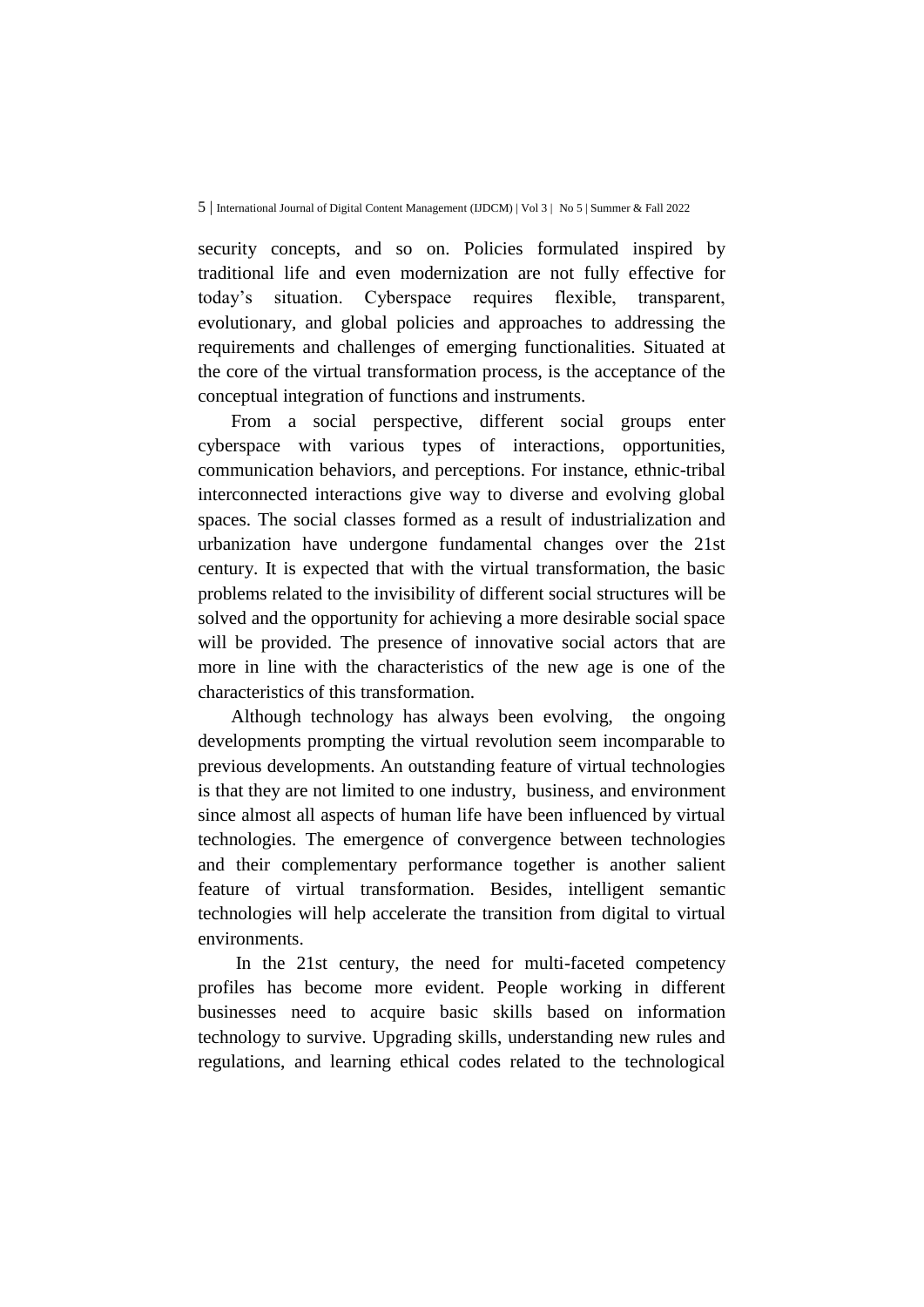security concepts, and so on. Policies formulated inspired by traditional life and even modernization are not fully effective for today's situation. Cyberspace requires flexible, transparent, evolutionary, and global policies and approaches to addressing the requirements and challenges of emerging functionalities. Situated at the core of the virtual transformation process, is the acceptance of the conceptual integration of functions and instruments.

From a social perspective, different social groups enter cyberspace with various types of interactions, opportunities, communication behaviors, and perceptions. For instance, ethnic-tribal interconnected interactions give way to diverse and evolving global spaces. The social classes formed as a result of industrialization and urbanization have undergone fundamental changes over the 21st century. It is expected that with the virtual transformation, the basic problems related to the invisibility of different social structures will be solved and the opportunity for achieving a more desirable social space will be provided. The presence of innovative social actors that are more in line with the characteristics of the new age is one of the characteristics of this transformation.

Although technology has always been evolving, the ongoing developments prompting the virtual revolution seem incomparable to previous developments. An outstanding feature of virtual technologies is that they are not limited to one industry, business, and environment since almost all aspects of human life have been influenced by virtual technologies. The emergence of convergence between technologies and their complementary performance together is another salient feature of virtual transformation. Besides, intelligent semantic technologies will help accelerate the transition from digital to virtual environments.

In the 21st century, the need for multi-faceted competency profiles has become more evident. People working in different businesses need to acquire basic skills based on information technology to survive. Upgrading skills, understanding new rules and regulations, and learning ethical codes related to the technological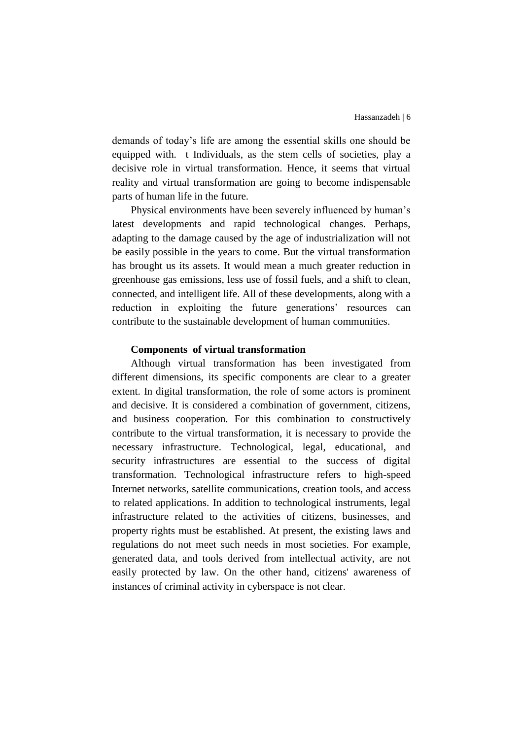demands of today's life are among the essential skills one should be equipped with. t Individuals, as the stem cells of societies, play a decisive role in virtual transformation. Hence, it seems that virtual reality and virtual transformation are going to become indispensable parts of human life in the future.

Physical environments have been severely influenced by human's latest developments and rapid technological changes. Perhaps, adapting to the damage caused by the age of industrialization will not be easily possible in the years to come. But the virtual transformation has brought us its assets. It would mean a much greater reduction in greenhouse gas emissions, less use of fossil fuels, and a shift to clean, connected, and intelligent life. All of these developments, along with a reduction in exploiting the future generations' resources can contribute to the sustainable development of human communities.

**Components of virtual transformation**

Although virtual transformation has been investigated from different dimensions, its specific components are clear to a greater extent. In digital transformation, the role of some actors is prominent and decisive. It is considered a combination of government, citizens, and business cooperation. For this combination to constructively contribute to the virtual transformation, it is necessary to provide the necessary infrastructure. Technological, legal, educational, and security infrastructures are essential to the success of digital transformation. Technological infrastructure refers to high-speed Internet networks, satellite communications, creation tools, and access to related applications. In addition to technological instruments, legal infrastructure related to the activities of citizens, businesses, and property rights must be established. At present, the existing laws and regulations do not meet such needs in most societies. For example, generated data, and tools derived from intellectual activity, are not easily protected by law. On the other hand, citizens' awareness of instances of criminal activity in cyberspace is not clear.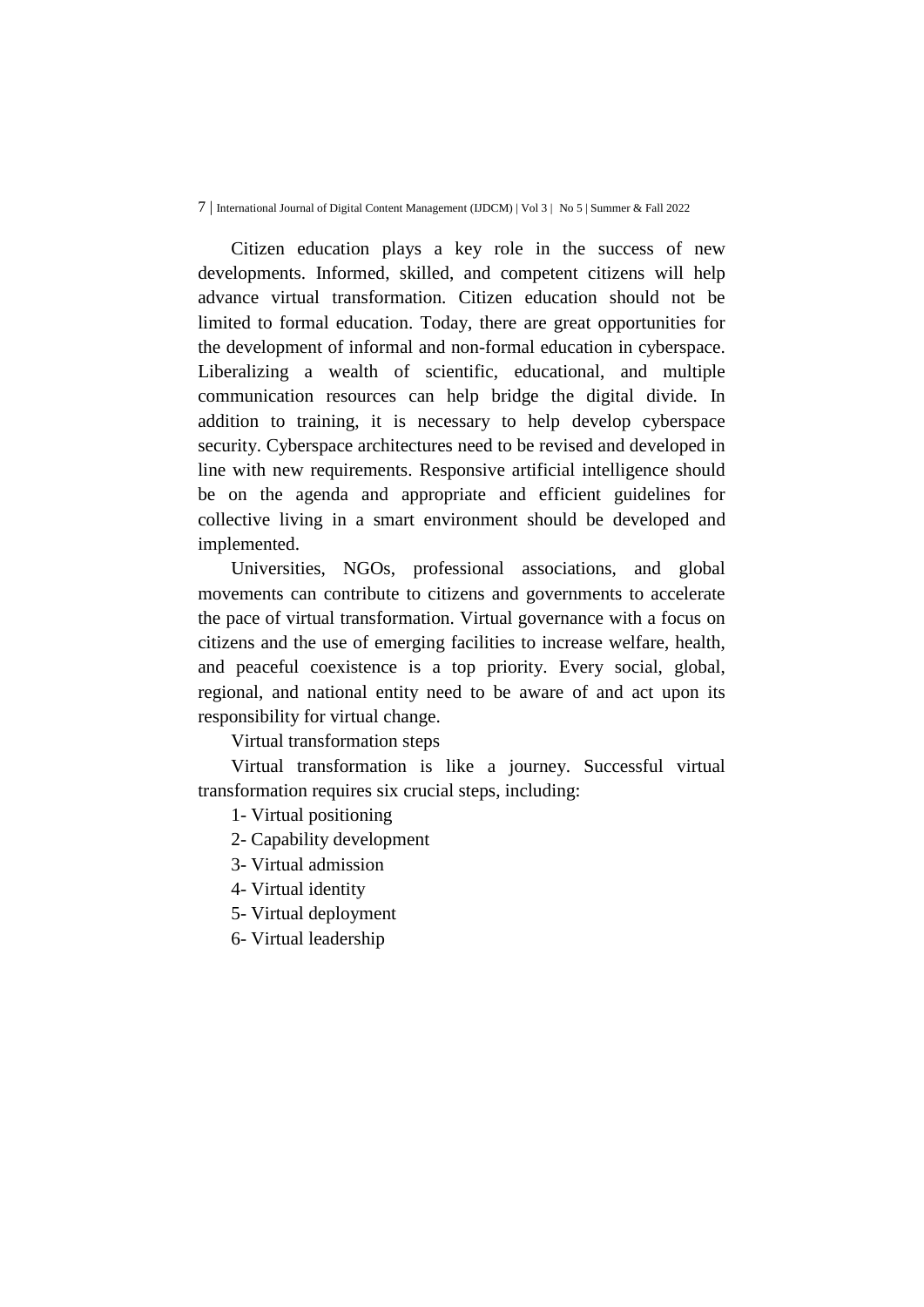Citizen education plays a key role in the success of new developments. Informed, skilled, and competent citizens will help advance virtual transformation. Citizen education should not be limited to formal education. Today, there are great opportunities for the development of informal and non-formal education in cyberspace. Liberalizing a wealth of scientific, educational, and multiple communication resources can help bridge the digital divide. In addition to training, it is necessary to help develop cyberspace security. Cyberspace architectures need to be revised and developed in line with new requirements. Responsive artificial intelligence should be on the agenda and appropriate and efficient guidelines for collective living in a smart environment should be developed and implemented.

Universities, NGOs, professional associations, and global movements can contribute to citizens and governments to accelerate the pace of virtual transformation. Virtual governance with a focus on citizens and the use of emerging facilities to increase welfare, health, and peaceful coexistence is a top priority. Every social, global, regional, and national entity need to be aware of and act upon its responsibility for virtual change.

Virtual transformation steps

Virtual transformation is like a journey. Successful virtual transformation requires six crucial steps, including:

1- Virtual positioning

2- Capability development

3- Virtual admission

4- Virtual identity

5- Virtual deployment

6- Virtual leadership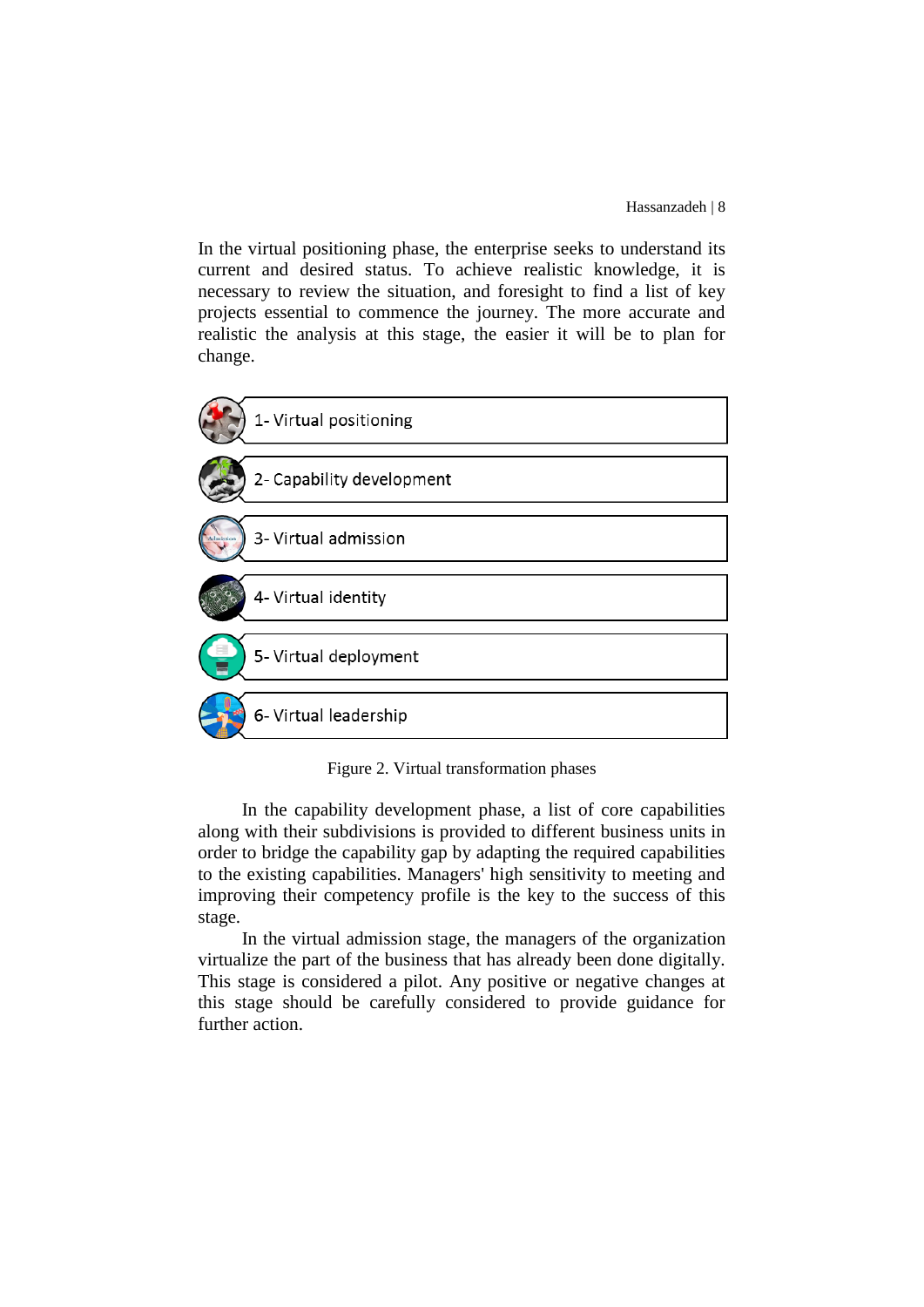In the virtual positioning phase, the enterprise seeks to understand its current and desired status. To achieve realistic knowledge, it is necessary to review the situation, and foresight to find a list of key projects essential to commence the journey. The more accurate and realistic the analysis at this stage, the easier it will be to plan for change.

1- Virtual positioning

2- Capability development

3- Virtual admission

4- Virtual identity

5- Virtual deployment

6- Virtual leadership

Figure 2. Virtual transformation phases

In the capability development phase, a list of core capabilities along with their subdivisions is provided to different business units in order to bridge the capability gap by adapting the required capabilities to the existing capabilities. Managers' high sensitivity to meeting and improving their competency profile is the key to the success of this stage.

In the virtual admission stage, the managers of the organization virtualize the part of the business that has already been done digitally. This stage is considered a pilot. Any positive or negative changes at this stage should be carefully considered to provide guidance for further action.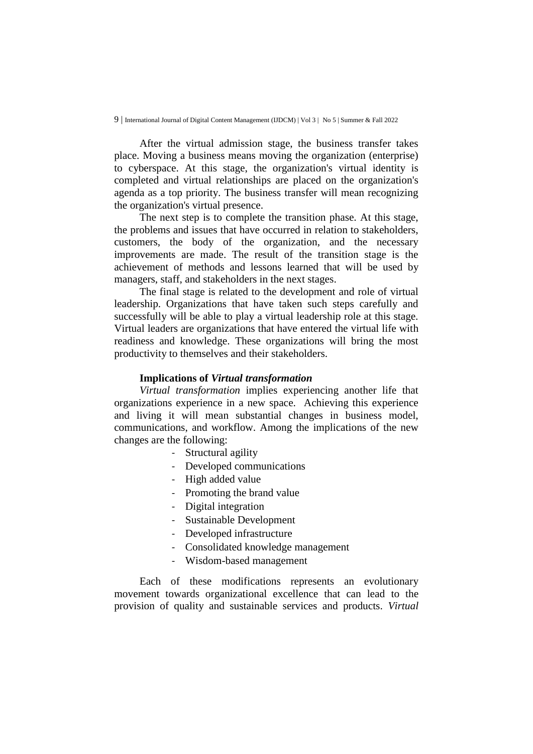After the virtual admission stage, the business transfer takes place. Moving a business means moving the organization (enterprise) to cyberspace. At this stage, the organization's virtual identity is completed and virtual relationships are placed on the organization's agenda as a top priority. The business transfer will mean recognizing the organization's virtual presence.

The next step is to complete the transition phase. At this stage, the problems and issues that have occurred in relation to stakeholders, customers, the body of the organization, and the necessary improvements are made. The result of the transition stage is the achievement of methods and lessons learned that will be used by managers, staff, and stakeholders in the next stages.

The final stage is related to the development and role of virtual leadership. Organizations that have taken such steps carefully and successfully will be able to play a virtual leadership role at this stage. Virtual leaders are organizations that have entered the virtual life with readiness and knowledge. These organizations will bring the most productivity to themselves and their stakeholders.

**Implications of *Virtual transformation***

*Virtual transformation* implies experiencing another life that organizations experience in a new space. Achieving this experience and living it will mean substantial changes in business model, communications, and workflow. Among the implications of the new changes are the following:

- Structural agility
- Developed communications
- High added value
- Promoting the brand value
- Digital integration
- Sustainable Development
- Developed infrastructure
- Consolidated knowledge management
- Wisdom-based management

Each of these modifications represents an evolutionary movement towards organizational excellence that can lead to the provision of quality and sustainable services and products. *Virtual*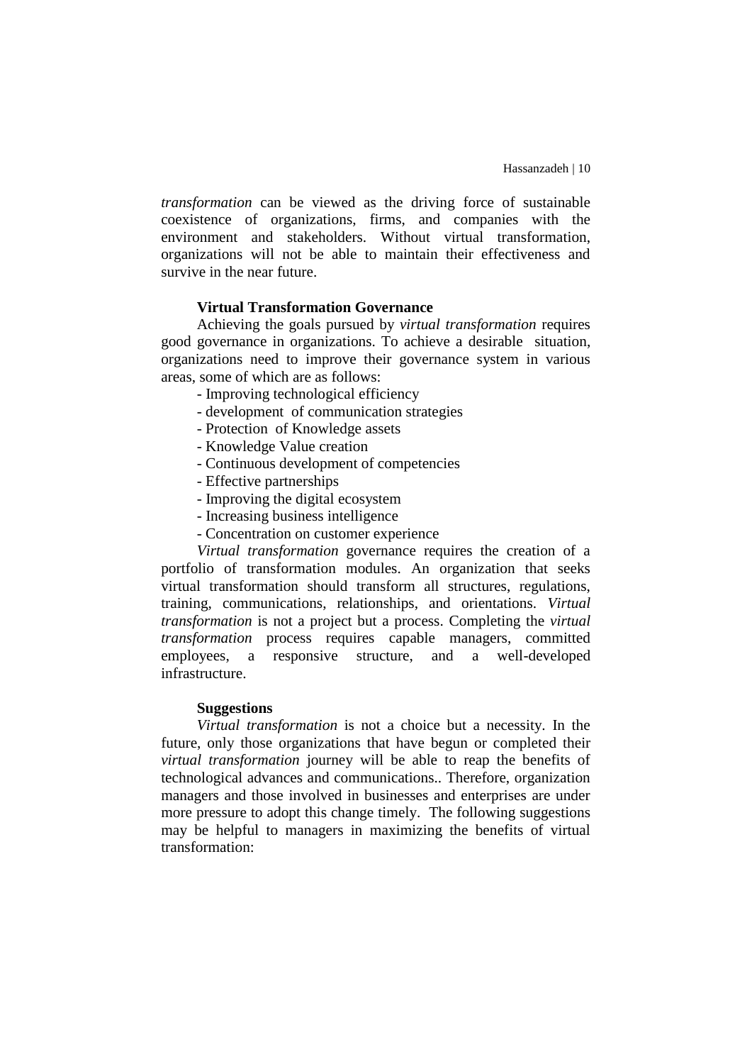*transformation* can be viewed as the driving force of sustainable coexistence of organizations, firms, and companies with the environment and stakeholders. Without virtual transformation, organizations will not be able to maintain their effectiveness and survive in the near future.

**Virtual Transformation Governance**

Achieving the goals pursued by *virtual transformation* requires good governance in organizations. To achieve a desirable situation, organizations need to improve their governance system in various areas, some of which are as follows:

- Improving technological efficiency
- development of communication strategies
- Protection of Knowledge assets
- Knowledge Value creation
- Continuous development of competencies
- Effective partnerships
- Improving the digital ecosystem
- Increasing business intelligence
- Concentration on customer experience

*Virtual transformation* governance requires the creation of a portfolio of transformation modules. An organization that seeks virtual transformation should transform all structures, regulations, training, communications, relationships, and orientations. *Virtual transformation* is not a project but a process. Completing the *virtual transformation* process requires capable managers, committed employees, a responsive structure, and a well-developed infrastructure.

**Suggestions**

*Virtual transformation* is not a choice but a necessity. In the future, only those organizations that have begun or completed their *virtual transformation* journey will be able to reap the benefits of technological advances and communications.. Therefore, organization managers and those involved in businesses and enterprises are under more pressure to adopt this change timely. The following suggestions may be helpful to managers in maximizing the benefits of virtual transformation: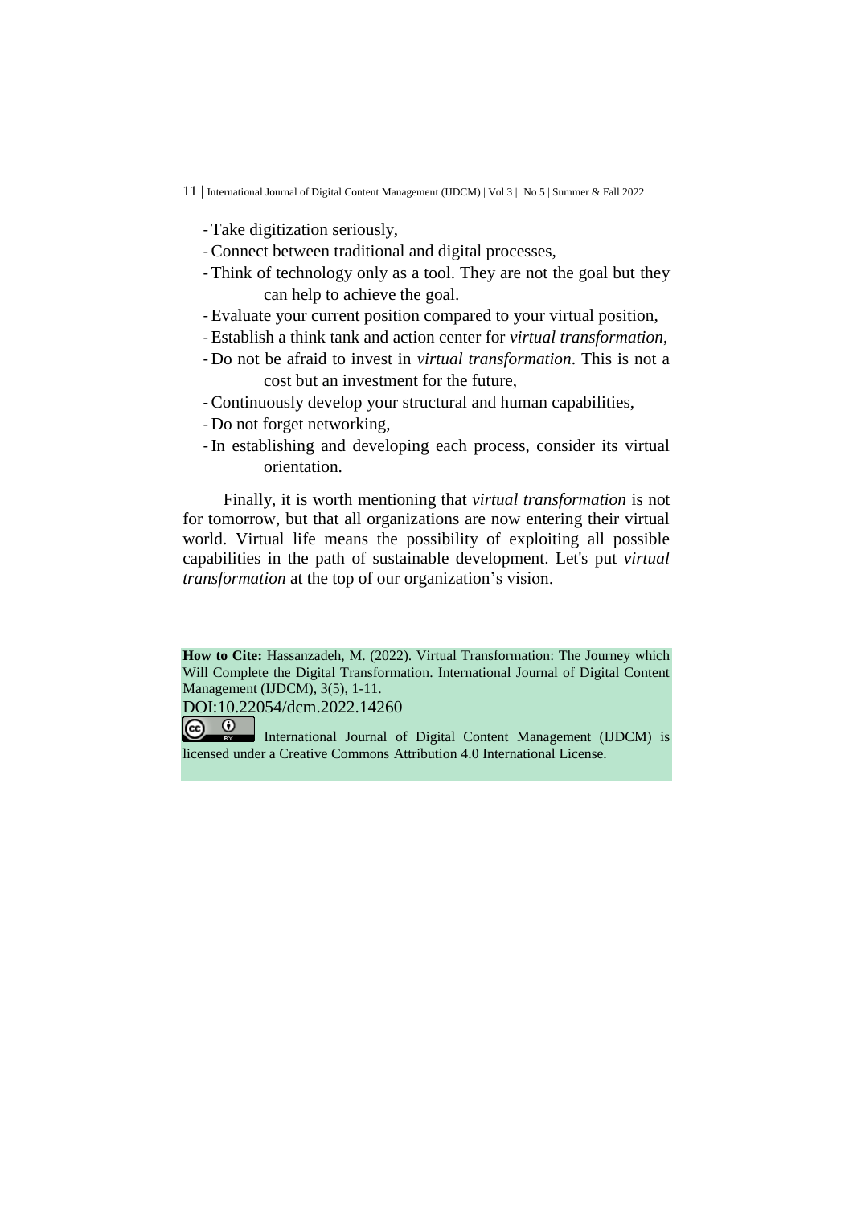- Take digitization seriously,
- Connect between traditional and digital processes,
- Think of technology only as a tool. They are not the goal but they can help to achieve the goal.
- Evaluate your current position compared to your virtual position,
- Establish a think tank and action center for *virtual transformation*,
- Do not be afraid to invest in *virtual transformation*. This is not a cost but an investment for the future,
- Continuously develop your structural and human capabilities,
- Do not forget networking,
- In establishing and developing each process, consider its virtual orientation.

Finally, it is worth mentioning that *virtual transformation* is not for tomorrow, but that all organizations are now entering their virtual world. Virtual life means the possibility of exploiting all possible capabilities in the path of sustainable development. Let's put *virtual transformation* at the top of our organization's vision.

**How to Cite:** Hassanzadeh, M. (2022). Virtual Transformation: The Journey which Will Complete the Digital Transformation. International Journal of Digital Content Management (IJDCM), 3(5), 1-11.
DOI:10.22054/dcm.2022.14260

International Journal of Digital Content Management (IJDCM) is licensed under a Creative Commons Attribution 4.0 International License.